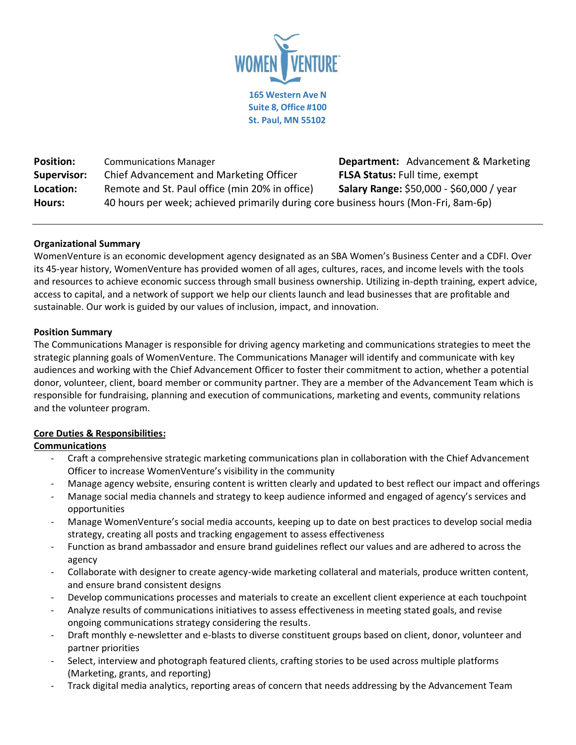**WOMEN VENTURE**

**165 Western Ave N**
**Suite 8, Office #100**
**St. Paul, MN 55102**

| | | | |
|---|---|---|---|
| **Position:** | Communications Manager | **Department:** | Advancement & Marketing |
| **Supervisor:** | Chief Advancement and Marketing Officer | **FLSA Status:** | Full time, exempt |
| **Location:** | Remote and St. Paul office (min 20% in office) | **Salary Range:** | $50,000 - $60,000 / year |
| **Hours:** | 40 hours per week; achieved primarily during core business hours (Mon-Fri, 8am-6p) | | |

---

**Organizational Summary**

WomenVenture is an economic development agency designated as an SBA Women's Business Center and a CDFI. Over its 45-year history, WomenVenture has provided women of all ages, cultures, races, and income levels with the tools and resources to achieve economic success through small business ownership. Utilizing in-depth training, expert advice, access to capital, and a network of support we help our clients launch and lead businesses that are profitable and sustainable. Our work is guided by our values of inclusion, impact, and innovation.

**Position Summary**

The Communications Manager is responsible for driving agency marketing and communications strategies to meet the strategic planning goals of WomenVenture. The Communications Manager will identify and communicate with key audiences and working with the Chief Advancement Officer to foster their commitment to action, whether a potential donor, volunteer, client, board member or community partner. They are a member of the Advancement Team which is responsible for fundraising, planning and execution of communications, marketing and events, community relations and the volunteer program.

**Core Duties & Responsibilities:**

**Communications**

- Craft a comprehensive strategic marketing communications plan in collaboration with the Chief Advancement Officer to increase WomenVenture's visibility in the community
- Manage agency website, ensuring content is written clearly and updated to best reflect our impact and offerings
- Manage social media channels and strategy to keep audience informed and engaged of agency's services and opportunities
- Manage WomenVenture's social media accounts, keeping up to date on best practices to develop social media strategy, creating all posts and tracking engagement to assess effectiveness
- Function as brand ambassador and ensure brand guidelines reflect our values and are adhered to across the agency
- Collaborate with designer to create agency-wide marketing collateral and materials, produce written content, and ensure brand consistent designs
- Develop communications processes and materials to create an excellent client experience at each touchpoint
- Analyze results of communications initiatives to assess effectiveness in meeting stated goals, and revise ongoing communications strategy considering the results.
- Draft monthly e-newsletter and e-blasts to diverse constituent groups based on client, donor, volunteer and partner priorities
- Select, interview and photograph featured clients, crafting stories to be used across multiple platforms (Marketing, grants, and reporting)
- Track digital media analytics, reporting areas of concern that needs addressing by the Advancement Team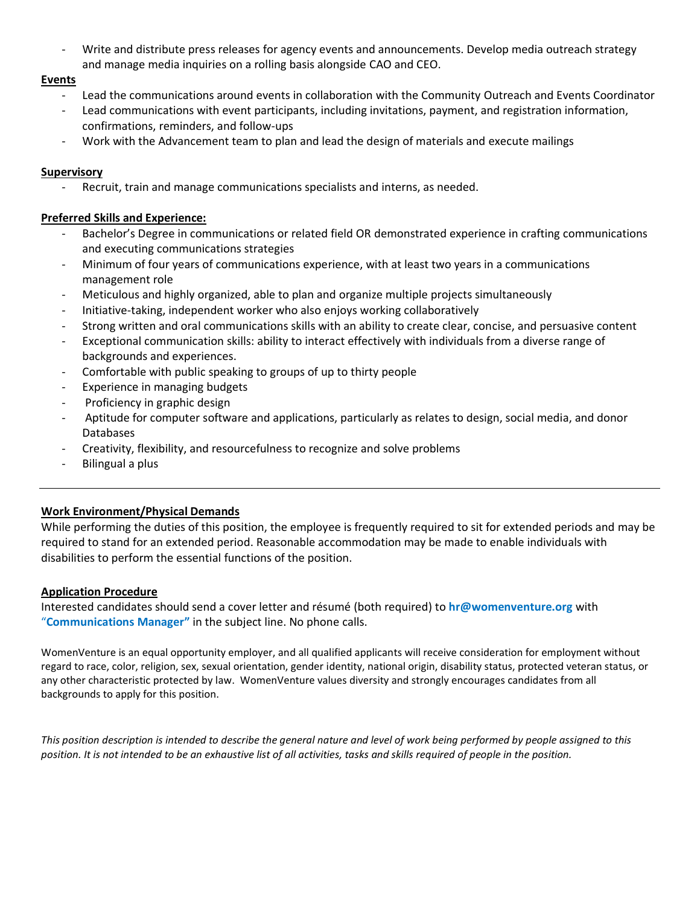- Write and distribute press releases for agency events and announcements. Develop media outreach strategy and manage media inquiries on a rolling basis alongside CAO and CEO.

**Events**

- Lead the communications around events in collaboration with the Community Outreach and Events Coordinator
- Lead communications with event participants, including invitations, payment, and registration information, confirmations, reminders, and follow-ups
- Work with the Advancement team to plan and lead the design of materials and execute mailings

**Supervisory**

- Recruit, train and manage communications specialists and interns, as needed.

**Preferred Skills and Experience:**

- Bachelor's Degree in communications or related field OR demonstrated experience in crafting communications and executing communications strategies
- Minimum of four years of communications experience, with at least two years in a communications management role
- Meticulous and highly organized, able to plan and organize multiple projects simultaneously
- Initiative-taking, independent worker who also enjoys working collaboratively
- Strong written and oral communications skills with an ability to create clear, concise, and persuasive content
- Exceptional communication skills: ability to interact effectively with individuals from a diverse range of backgrounds and experiences.
- Comfortable with public speaking to groups of up to thirty people
- Experience in managing budgets
- Proficiency in graphic design
- Aptitude for computer software and applications, particularly as relates to design, social media, and donor Databases
- Creativity, flexibility, and resourcefulness to recognize and solve problems
- Bilingual a plus

---

**Work Environment/Physical Demands**

While performing the duties of this position, the employee is frequently required to sit for extended periods and may be required to stand for an extended period. Reasonable accommodation may be made to enable individuals with disabilities to perform the essential functions of the position.

**Application Procedure**

Interested candidates should send a cover letter and résumé (both required) to **hr@womenventure.org** with "**Communications Manager"** in the subject line. No phone calls.

WomenVenture is an equal opportunity employer, and all qualified applicants will receive consideration for employment without regard to race, color, religion, sex, sexual orientation, gender identity, national origin, disability status, protected veteran status, or any other characteristic protected by law. WomenVenture values diversity and strongly encourages candidates from all backgrounds to apply for this position.

*This position description is intended to describe the general nature and level of work being performed by people assigned to this position. It is not intended to be an exhaustive list of all activities, tasks and skills required of people in the position.*